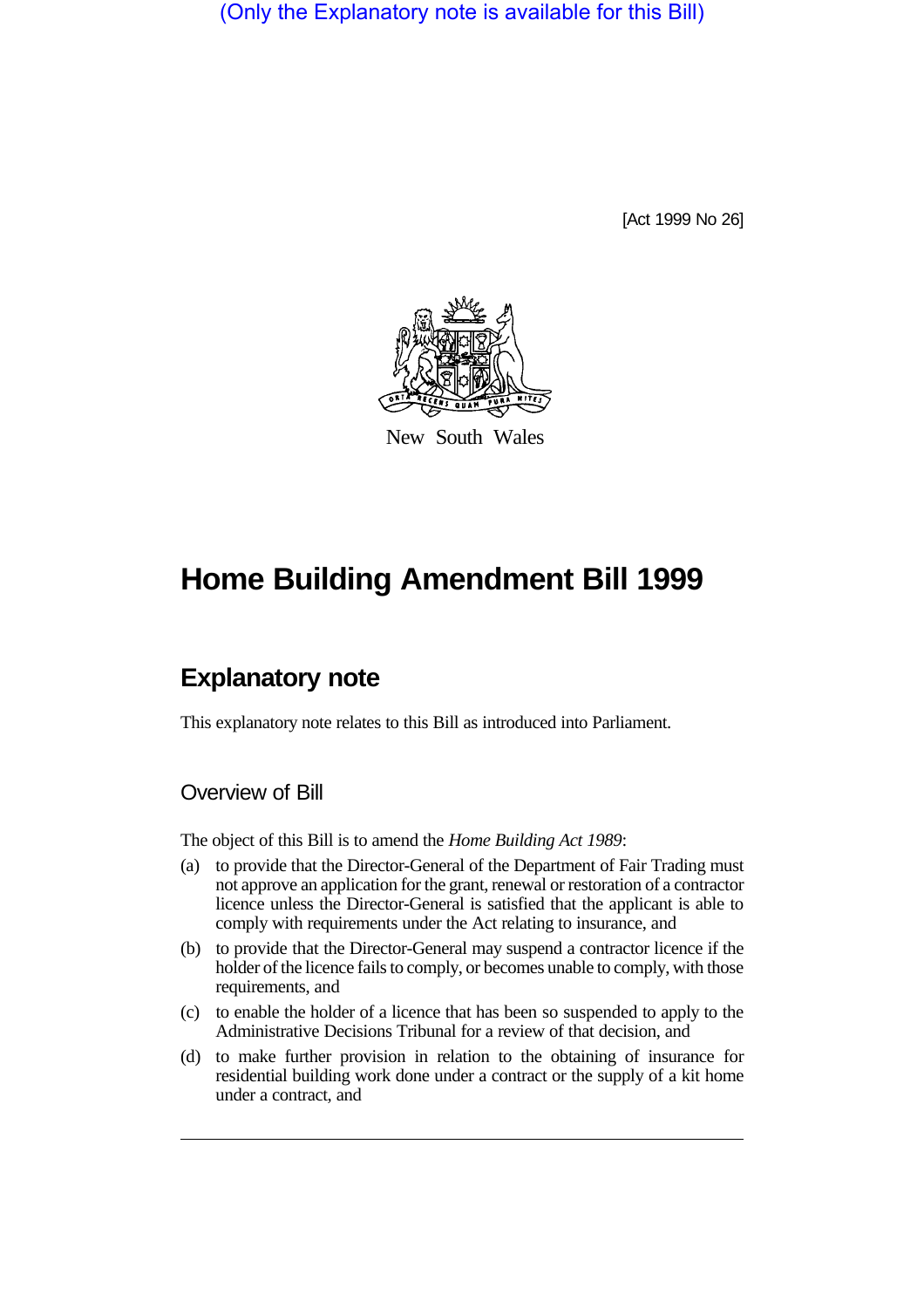(Only the Explanatory note is available for this Bill)

[Act 1999 No 26]

New South Wales

# Home Building Amendment Bill 1999

## Explanatory note

This explanatory note relates to this Bill as introduced into Parliament.

### Overview of Bill

The object of this Bill is to amend the *Home Building Act 1989*:

(a) to provide that the Director-General of the Department of Fair Trading must not approve an application for the grant, renewal or restoration of a contractor licence unless the Director-General is satisfied that the applicant is able to comply with requirements under the Act relating to insurance, and

(b) to provide that the Director-General may suspend a contractor licence if the holder of the licence fails to comply, or becomes unable to comply, with those requirements, and

(c) to enable the holder of a licence that has been so suspended to apply to the Administrative Decisions Tribunal for a review of that decision, and

(d) to make further provision in relation to the obtaining of insurance for residential building work done under a contract or the supply of a kit home under a contract, and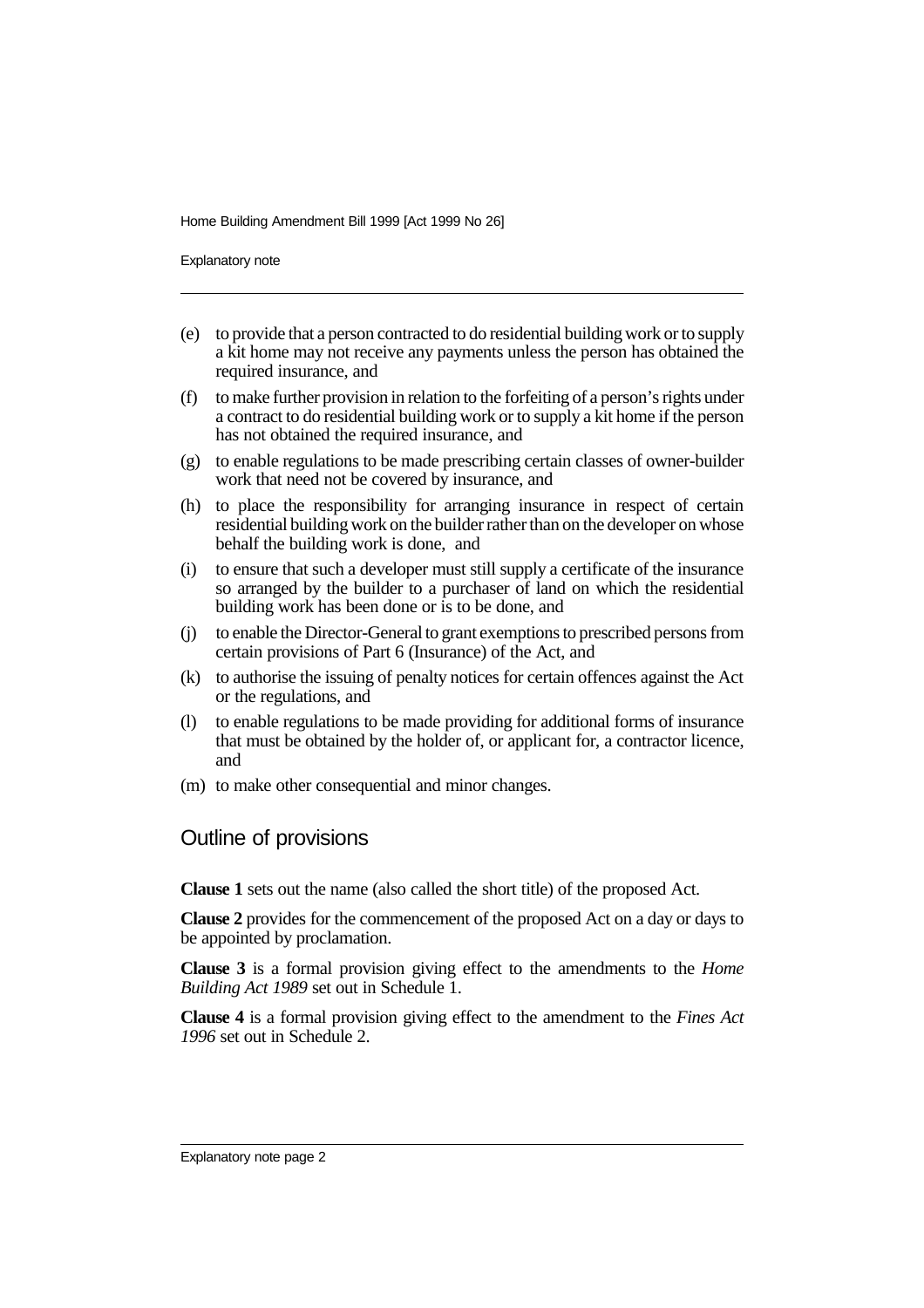- (e) to provide that a person contracted to do residential building work or to supply a kit home may not receive any payments unless the person has obtained the required insurance, and
- (f) to make further provision in relation to the forfeiting of a person's rights under a contract to do residential building work or to supply a kit home if the person has not obtained the required insurance, and
- (g) to enable regulations to be made prescribing certain classes of owner-builder work that need not be covered by insurance, and
- (h) to place the responsibility for arranging insurance in respect of certain residential building work on the builder rather than on the developer on whose behalf the building work is done, and
- (i) to ensure that such a developer must still supply a certificate of the insurance so arranged by the builder to a purchaser of land on which the residential building work has been done or is to be done, and
- (j) to enable the Director-General to grant exemptions to prescribed persons from certain provisions of Part 6 (Insurance) of the Act, and
- (k) to authorise the issuing of penalty notices for certain offences against the Act or the regulations, and
- (l) to enable regulations to be made providing for additional forms of insurance that must be obtained by the holder of, or applicant for, a contractor licence, and
- (m) to make other consequential and minor changes.

## Outline of provisions

**Clause 1** sets out the name (also called the short title) of the proposed Act.

**Clause 2** provides for the commencement of the proposed Act on a day or days to be appointed by proclamation.

**Clause 3** is a formal provision giving effect to the amendments to the *Home Building Act 1989* set out in Schedule 1.

**Clause 4** is a formal provision giving effect to the amendment to the *Fines Act 1996* set out in Schedule 2.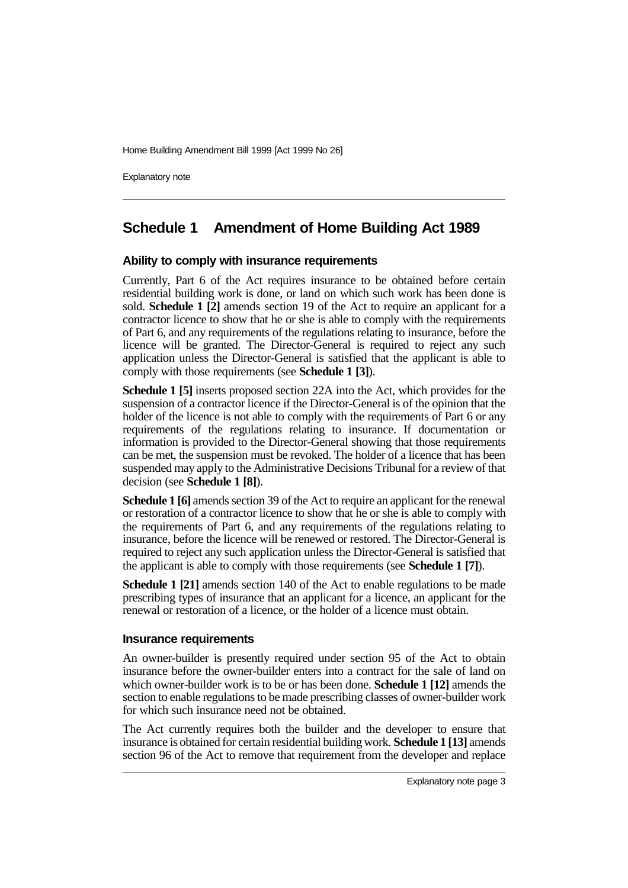## Schedule 1 Amendment of Home Building Act 1989

### Ability to comply with insurance requirements

Currently, Part 6 of the Act requires insurance to be obtained before certain residential building work is done, or land on which such work has been done is sold. **Schedule 1 [2]** amends section 19 of the Act to require an applicant for a contractor licence to show that he or she is able to comply with the requirements of Part 6, and any requirements of the regulations relating to insurance, before the licence will be granted. The Director-General is required to reject any such application unless the Director-General is satisfied that the applicant is able to comply with those requirements (see **Schedule 1 [3]**).

**Schedule 1 [5]** inserts proposed section 22A into the Act, which provides for the suspension of a contractor licence if the Director-General is of the opinion that the holder of the licence is not able to comply with the requirements of Part 6 or any requirements of the regulations relating to insurance. If documentation or information is provided to the Director-General showing that those requirements can be met, the suspension must be revoked. The holder of a licence that has been suspended may apply to the Administrative Decisions Tribunal for a review of that decision (see **Schedule 1 [8]**).

**Schedule 1 [6]** amends section 39 of the Act to require an applicant for the renewal or restoration of a contractor licence to show that he or she is able to comply with the requirements of Part 6, and any requirements of the regulations relating to insurance, before the licence will be renewed or restored. The Director-General is required to reject any such application unless the Director-General is satisfied that the applicant is able to comply with those requirements (see **Schedule 1 [7]**).

**Schedule 1 [21]** amends section 140 of the Act to enable regulations to be made prescribing types of insurance that an applicant for a licence, an applicant for the renewal or restoration of a licence, or the holder of a licence must obtain.

### Insurance requirements

An owner-builder is presently required under section 95 of the Act to obtain insurance before the owner-builder enters into a contract for the sale of land on which owner-builder work is to be or has been done. **Schedule 1 [12]** amends the section to enable regulations to be made prescribing classes of owner-builder work for which such insurance need not be obtained.

The Act currently requires both the builder and the developer to ensure that insurance is obtained for certain residential building work. **Schedule 1 [13]** amends section 96 of the Act to remove that requirement from the developer and replace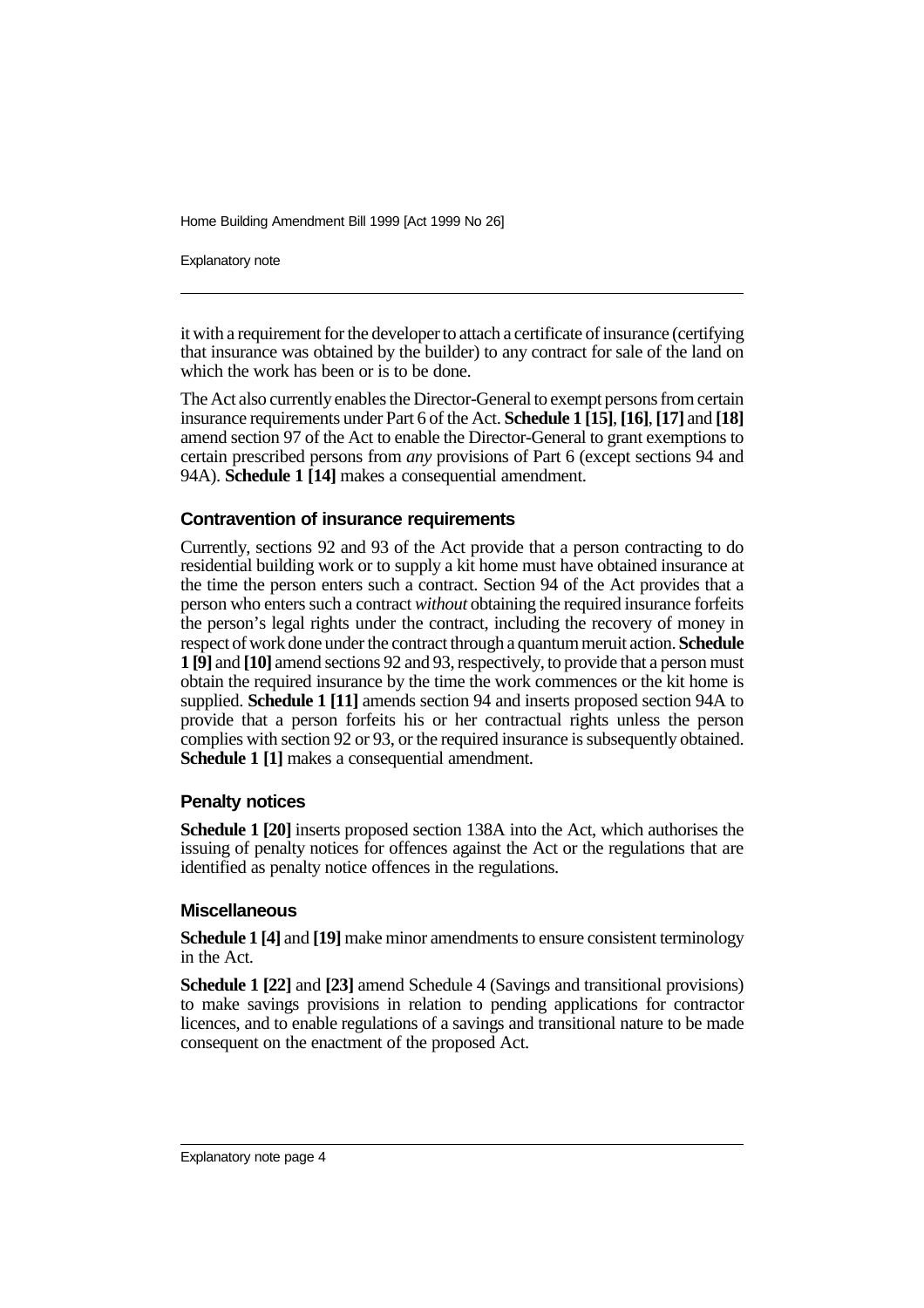it with a requirement for the developer to attach a certificate of insurance (certifying that insurance was obtained by the builder) to any contract for sale of the land on which the work has been or is to be done.

The Act also currently enables the Director-General to exempt persons from certain insurance requirements under Part 6 of the Act. **Schedule 1 [15]**, **[16]**, **[17]** and **[18]** amend section 97 of the Act to enable the Director-General to grant exemptions to certain prescribed persons from *any* provisions of Part 6 (except sections 94 and 94A). **Schedule 1 [14]** makes a consequential amendment.

### Contravention of insurance requirements

Currently, sections 92 and 93 of the Act provide that a person contracting to do residential building work or to supply a kit home must have obtained insurance at the time the person enters such a contract. Section 94 of the Act provides that a person who enters such a contract *without* obtaining the required insurance forfeits the person's legal rights under the contract, including the recovery of money in respect of work done under the contract through a quantum meruit action. **Schedule 1 [9]** and **[10]** amend sections 92 and 93, respectively, to provide that a person must obtain the required insurance by the time the work commences or the kit home is supplied. **Schedule 1 [11]** amends section 94 and inserts proposed section 94A to provide that a person forfeits his or her contractual rights unless the person complies with section 92 or 93, or the required insurance is subsequently obtained. **Schedule 1 [1]** makes a consequential amendment.

### Penalty notices

**Schedule 1 [20]** inserts proposed section 138A into the Act, which authorises the issuing of penalty notices for offences against the Act or the regulations that are identified as penalty notice offences in the regulations.

### Miscellaneous

**Schedule 1 [4]** and **[19]** make minor amendments to ensure consistent terminology in the Act.

**Schedule 1 [22]** and **[23]** amend Schedule 4 (Savings and transitional provisions) to make savings provisions in relation to pending applications for contractor licences, and to enable regulations of a savings and transitional nature to be made consequent on the enactment of the proposed Act.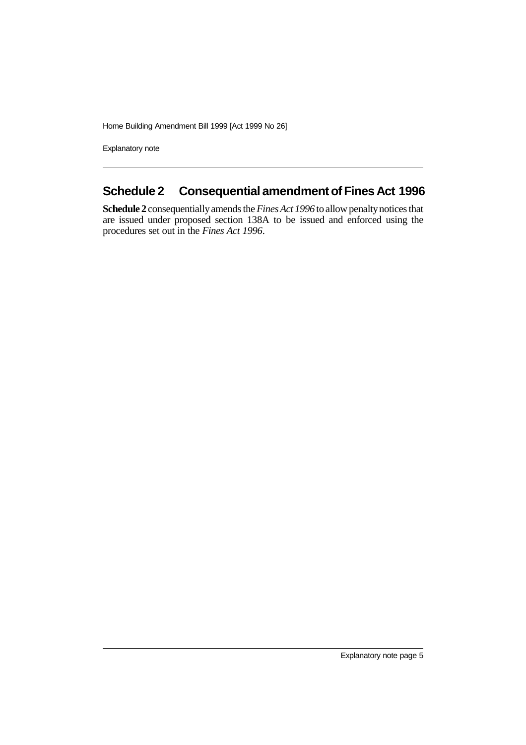## Schedule 2 Consequential amendment of Fines Act 1996

**Schedule 2** consequentially amends the *Fines Act 1996* to allow penalty notices that are issued under proposed section 138A to be issued and enforced using the procedures set out in the *Fines Act 1996*.